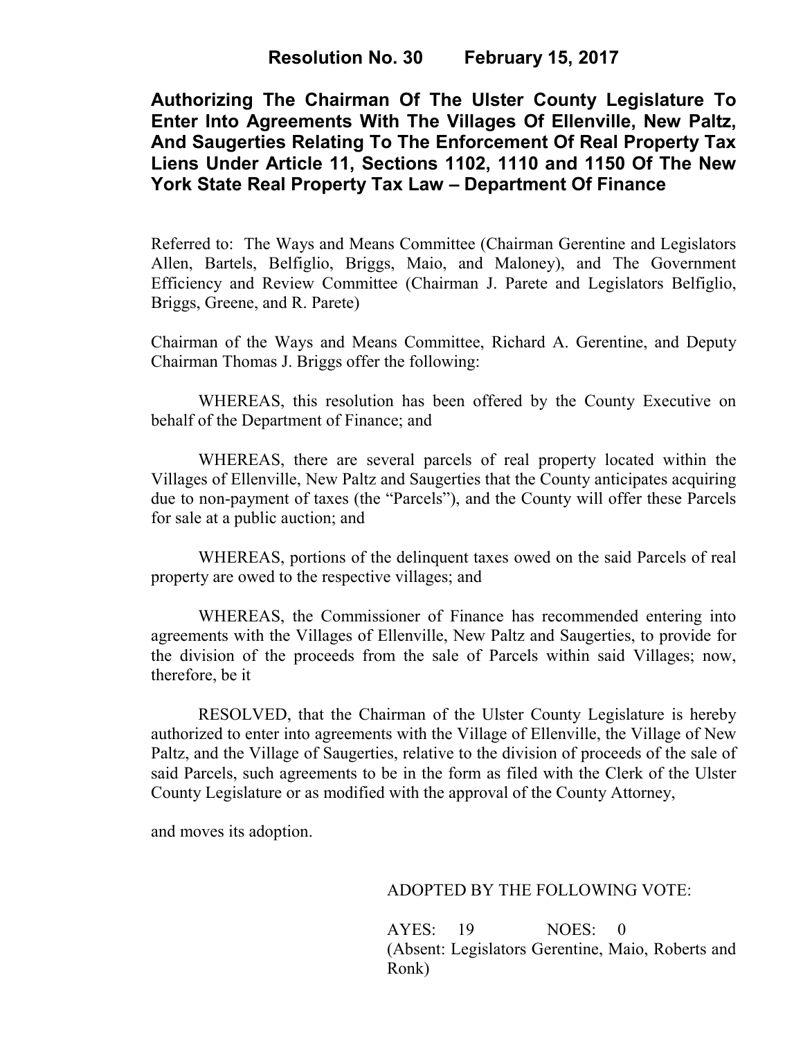**Resolution No. 30 February 15, 2017**

# Authorizing The Chairman Of The Ulster County Legislature To Enter Into Agreements With The Villages Of Ellenville, New Paltz, And Saugerties Relating To The Enforcement Of Real Property Tax Liens Under Article 11, Sections 1102, 1110 and 1150 Of The New York State Real Property Tax Law – Department Of Finance

Referred to: The Ways and Means Committee (Chairman Gerentine and Legislators Allen, Bartels, Belfiglio, Briggs, Maio, and Maloney), and The Government Efficiency and Review Committee (Chairman J. Parete and Legislators Belfiglio, Briggs, Greene, and R. Parete)

Chairman of the Ways and Means Committee, Richard A. Gerentine, and Deputy Chairman Thomas J. Briggs offer the following:

WHEREAS, this resolution has been offered by the County Executive on behalf of the Department of Finance; and

WHEREAS, there are several parcels of real property located within the Villages of Ellenville, New Paltz and Saugerties that the County anticipates acquiring due to non-payment of taxes (the "Parcels"), and the County will offer these Parcels for sale at a public auction; and

WHEREAS, portions of the delinquent taxes owed on the said Parcels of real property are owed to the respective villages; and

WHEREAS, the Commissioner of Finance has recommended entering into agreements with the Villages of Ellenville, New Paltz and Saugerties, to provide for the division of the proceeds from the sale of Parcels within said Villages; now, therefore, be it

RESOLVED, that the Chairman of the Ulster County Legislature is hereby authorized to enter into agreements with the Village of Ellenville, the Village of New Paltz, and the Village of Saugerties, relative to the division of proceeds of the sale of said Parcels, such agreements to be in the form as filed with the Clerk of the Ulster County Legislature or as modified with the approval of the County Attorney,

and moves its adoption.

ADOPTED BY THE FOLLOWING VOTE:

AYES: 19 NOES: 0
(Absent: Legislators Gerentine, Maio, Roberts and Ronk)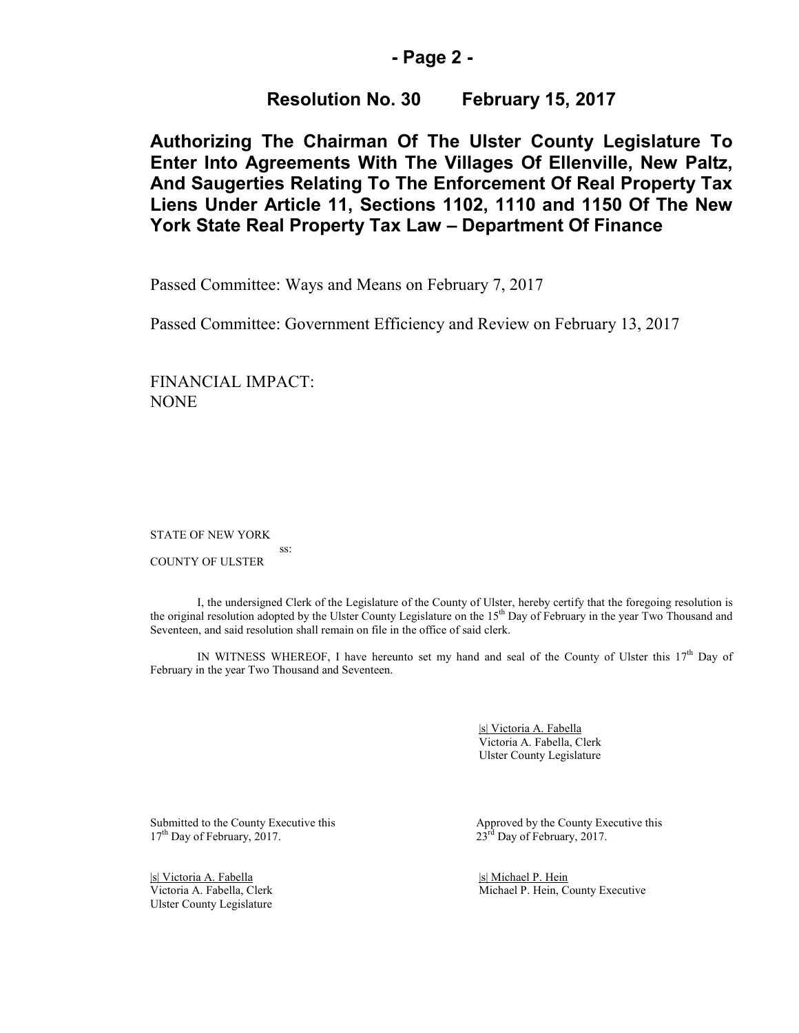**Resolution No. 30 February 15, 2017**

**Authorizing The Chairman Of The Ulster County Legislature To Enter Into Agreements With The Villages Of Ellenville, New Paltz, And Saugerties Relating To The Enforcement Of Real Property Tax Liens Under Article 11, Sections 1102, 1110 and 1150 Of The New York State Real Property Tax Law – Department Of Finance**

Passed Committee: Ways and Means on February 7, 2017

Passed Committee: Government Efficiency and Review on February 13, 2017

FINANCIAL IMPACT:
NONE

STATE OF NEW YORK
ss:
COUNTY OF ULSTER

I, the undersigned Clerk of the Legislature of the County of Ulster, hereby certify that the foregoing resolution is the original resolution adopted by the Ulster County Legislature on the 15th Day of February in the year Two Thousand and Seventeen, and said resolution shall remain on file in the office of said clerk.

IN WITNESS WHEREOF, I have hereunto set my hand and seal of the County of Ulster this 17th Day of February in the year Two Thousand and Seventeen.

|s| Victoria A. Fabella
Victoria A. Fabella, Clerk
Ulster County Legislature

Submitted to the County Executive this 17th Day of February, 2017.

|s| Victoria A. Fabella
Victoria A. Fabella, Clerk
Ulster County Legislature

Approved by the County Executive this 23rd Day of February, 2017.

|s| Michael P. Hein
Michael P. Hein, County Executive